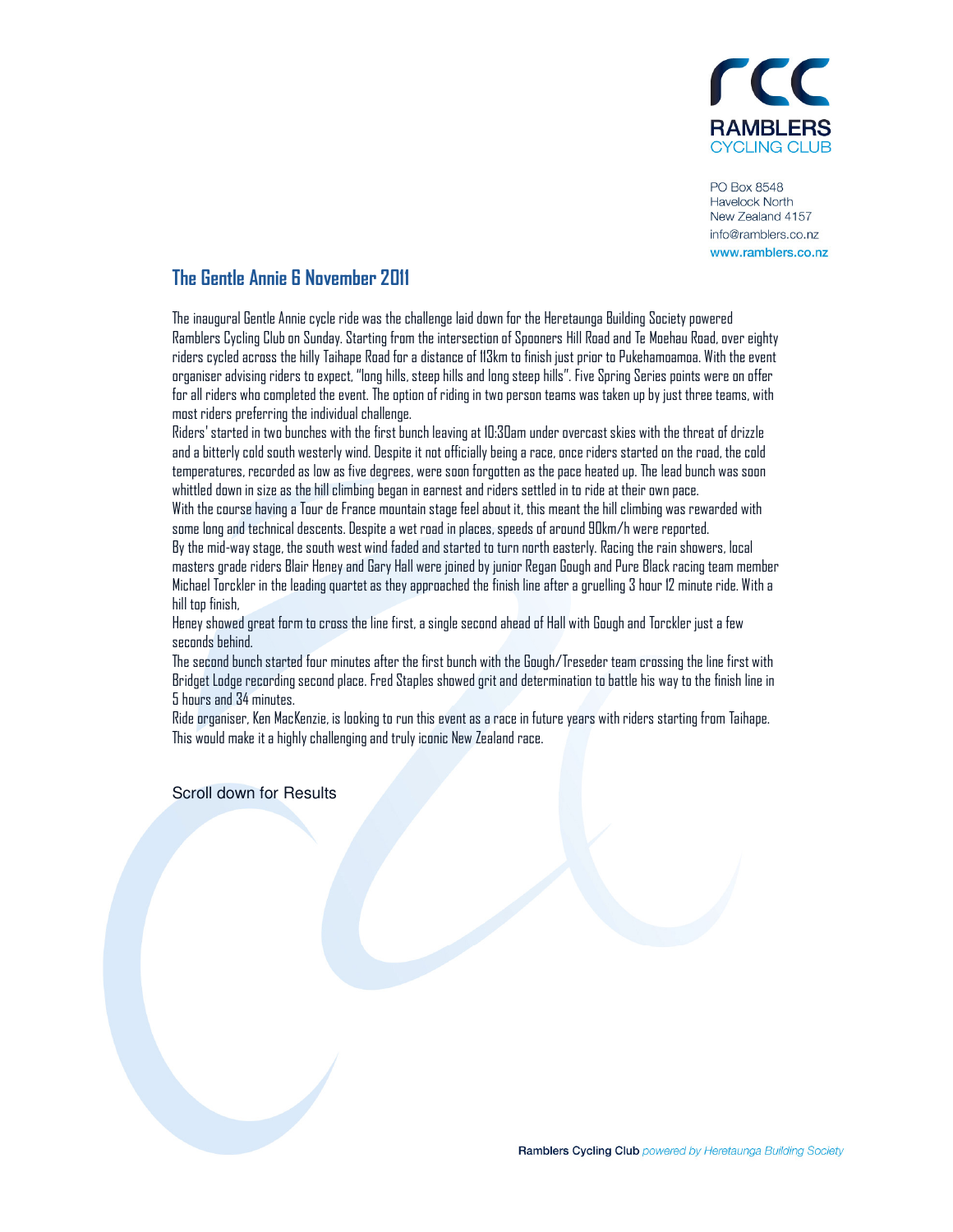**RAMBLERS**
**CYCLING CLUB**

PO Box 8548
Havelock North
New Zealand 4157
info@ramblers.co.nz
www.ramblers.co.nz

## The Gentle Annie 6 November 2011

The inaugural Gentle Annie cycle ride was the challenge laid down for the Heretaunga Building Society powered Ramblers Cycling Club on Sunday. Starting from the intersection of Spooners Hill Road and Te Moehau Road, over eighty riders cycled across the hilly Taihape Road for a distance of 113km to finish just prior to Pukehamoamoa. With the event organiser advising riders to expect, "long hills, steep hills and long steep hills". Five Spring Series points were on offer for all riders who completed the event. The option of riding in two person teams was taken up by just three teams, with most riders preferring the individual challenge.

Riders' started in two bunches with the first bunch leaving at 10:30am under overcast skies with the threat of drizzle and a bitterly cold south westerly wind. Despite it not officially being a race, once riders started on the road, the cold temperatures, recorded as low as five degrees, were soon forgotten as the pace heated up. The lead bunch was soon whittled down in size as the hill climbing began in earnest and riders settled in to ride at their own pace.

With the course having a Tour de France mountain stage feel about it, this meant the hill climbing was rewarded with some long and technical descents. Despite a wet road in places, speeds of around 90km/h were reported.

By the mid-way stage, the south west wind faded and started to turn north easterly. Racing the rain showers, local masters grade riders Blair Heney and Gary Hall were joined by junior Regan Gough and Pure Black racing team member Michael Torckler in the leading quartet as they approached the finish line after a gruelling 3 hour 12 minute ride. With a hill top finish,

Heney showed great form to cross the line first, a single second ahead of Hall with Gough and Torckler just a few seconds behind.

The second bunch started four minutes after the first bunch with the Gough/Treseder team crossing the line first with Bridget Lodge recording second place. Fred Staples showed grit and determination to battle his way to the finish line in 5 hours and 34 minutes.

Ride organiser, Ken MacKenzie, is looking to run this event as a race in future years with riders starting from Taihape. This would make it a highly challenging and truly iconic New Zealand race.

Scroll down for Results

Ramblers Cycling Club *powered by Heretaunga Building Society*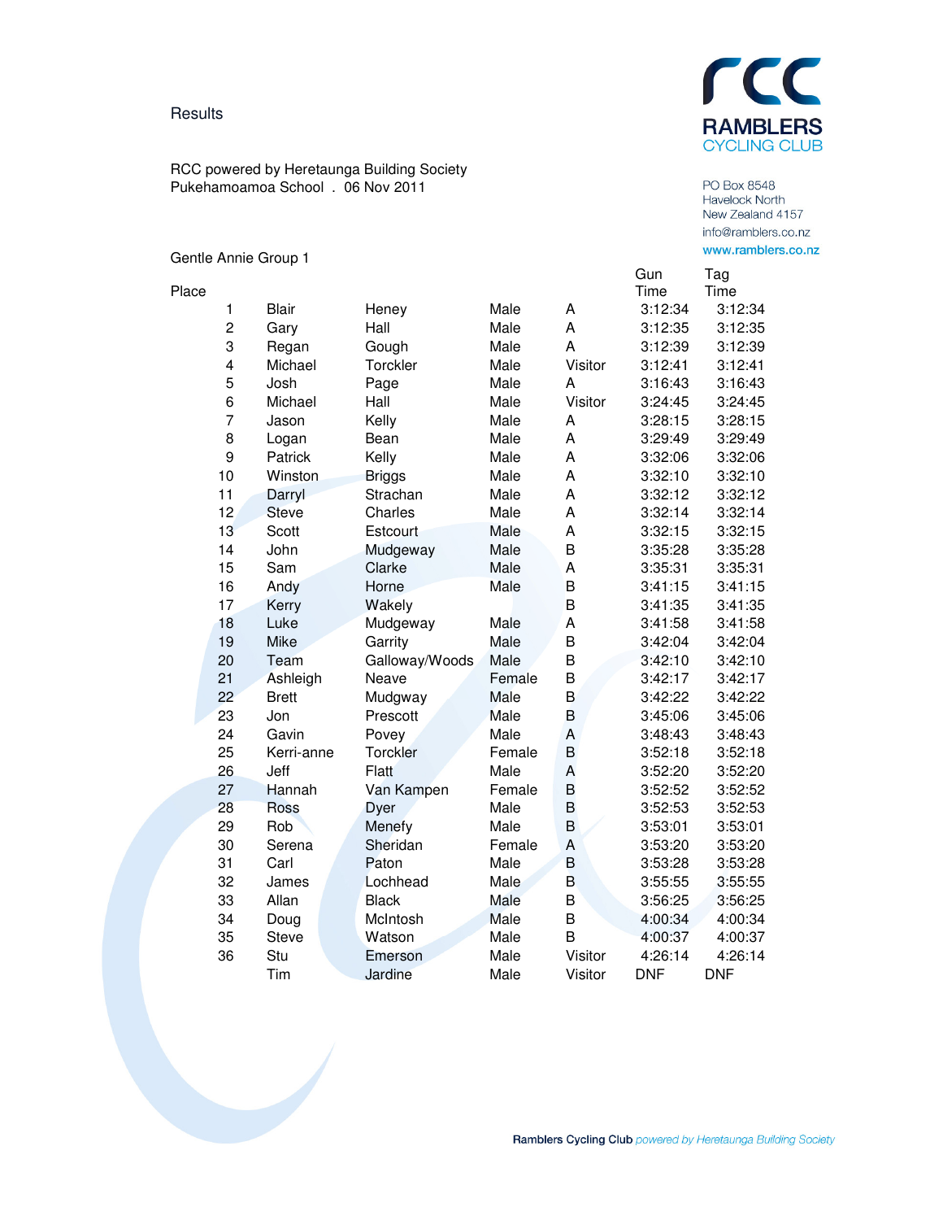Results

RAMBLERS CYCLING CLUB

PO Box 8548
Havelock North
New Zealand 4157
info@ramblers.co.nz
www.ramblers.co.nz

RCC powered by Heretaunga Building Society
Pukehamoamoa School . 06 Nov 2011

Gentle Annie Group 1

| Place | | | | | Gun Time | Tag Time |
|---|---|---|---|---|---|---|
| 1 | Blair | Heney | Male | A | 3:12:34 | 3:12:34 |
| 2 | Gary | Hall | Male | A | 3:12:35 | 3:12:35 |
| 3 | Regan | Gough | Male | A | 3:12:39 | 3:12:39 |
| 4 | Michael | Torckler | Male | Visitor | 3:12:41 | 3:12:41 |
| 5 | Josh | Page | Male | A | 3:16:43 | 3:16:43 |
| 6 | Michael | Hall | Male | Visitor | 3:24:45 | 3:24:45 |
| 7 | Jason | Kelly | Male | A | 3:28:15 | 3:28:15 |
| 8 | Logan | Bean | Male | A | 3:29:49 | 3:29:49 |
| 9 | Patrick | Kelly | Male | A | 3:32:06 | 3:32:06 |
| 10 | Winston | Briggs | Male | A | 3:32:10 | 3:32:10 |
| 11 | Darryl | Strachan | Male | A | 3:32:12 | 3:32:12 |
| 12 | Steve | Charles | Male | A | 3:32:14 | 3:32:14 |
| 13 | Scott | Estcourt | Male | A | 3:32:15 | 3:32:15 |
| 14 | John | Mudgeway | Male | B | 3:35:28 | 3:35:28 |
| 15 | Sam | Clarke | Male | A | 3:35:31 | 3:35:31 |
| 16 | Andy | Horne | Male | B | 3:41:15 | 3:41:15 |
| 17 | Kerry | Wakely | | B | 3:41:35 | 3:41:35 |
| 18 | Luke | Mudgeway | Male | A | 3:41:58 | 3:41:58 |
| 19 | Mike | Garrity | Male | B | 3:42:04 | 3:42:04 |
| 20 | Team | Galloway/Woods | Male | B | 3:42:10 | 3:42:10 |
| 21 | Ashleigh | Neave | Female | B | 3:42:17 | 3:42:17 |
| 22 | Brett | Mudgway | Male | B | 3:42:22 | 3:42:22 |
| 23 | Jon | Prescott | Male | B | 3:45:06 | 3:45:06 |
| 24 | Gavin | Povey | Male | A | 3:48:43 | 3:48:43 |
| 25 | Kerri-anne | Torckler | Female | B | 3:52:18 | 3:52:18 |
| 26 | Jeff | Flatt | Male | A | 3:52:20 | 3:52:20 |
| 27 | Hannah | Van Kampen | Female | B | 3:52:52 | 3:52:52 |
| 28 | Ross | Dyer | Male | B | 3:52:53 | 3:52:53 |
| 29 | Rob | Menefy | Male | B | 3:53:01 | 3:53:01 |
| 30 | Serena | Sheridan | Female | A | 3:53:20 | 3:53:20 |
| 31 | Carl | Paton | Male | B | 3:53:28 | 3:53:28 |
| 32 | James | Lochhead | Male | B | 3:55:55 | 3:55:55 |
| 33 | Allan | Black | Male | B | 3:56:25 | 3:56:25 |
| 34 | Doug | McIntosh | Male | B | 4:00:34 | 4:00:34 |
| 35 | Steve | Watson | Male | B | 4:00:37 | 4:00:37 |
| 36 | Stu | Emerson | Male | Visitor | 4:26:14 | 4:26:14 |
| | Tim | Jardine | Male | Visitor | DNF | DNF |

**Ramblers Cycling Club** *powered by Heretaunga Building Society*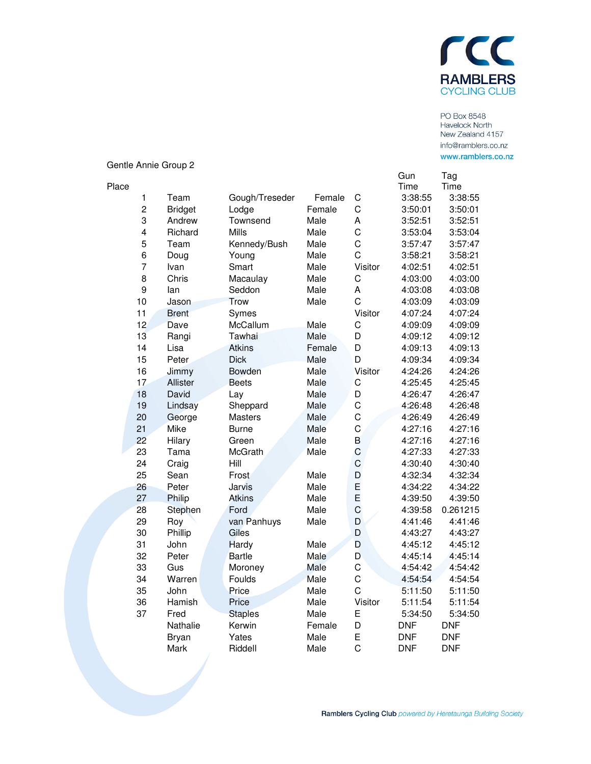RAMBLERS CYCLING CLUB

PO Box 8548
Havelock North
New Zealand 4157
info@ramblers.co.nz
www.ramblers.co.nz

Gentle Annie Group 2

| Place | | | | | Gun Time | Tag Time |
|---|---|---|---|---|---|---|
| 1 | Team | Gough/Treseder | Female | C | 3:38:55 | 3:38:55 |
| 2 | Bridget | Lodge | Female | C | 3:50:01 | 3:50:01 |
| 3 | Andrew | Townsend | Male | A | 3:52:51 | 3:52:51 |
| 4 | Richard | Mills | Male | C | 3:53:04 | 3:53:04 |
| 5 | Team | Kennedy/Bush | Male | C | 3:57:47 | 3:57:47 |
| 6 | Doug | Young | Male | C | 3:58:21 | 3:58:21 |
| 7 | Ivan | Smart | Male | Visitor | 4:02:51 | 4:02:51 |
| 8 | Chris | Macaulay | Male | C | 4:03:00 | 4:03:00 |
| 9 | Ian | Seddon | Male | A | 4:03:08 | 4:03:08 |
| 10 | Jason | Trow | Male | C | 4:03:09 | 4:03:09 |
| 11 | Brent | Symes | | Visitor | 4:07:24 | 4:07:24 |
| 12 | Dave | McCallum | Male | C | 4:09:09 | 4:09:09 |
| 13 | Rangi | Tawhai | Male | D | 4:09:12 | 4:09:12 |
| 14 | Lisa | Atkins | Female | D | 4:09:13 | 4:09:13 |
| 15 | Peter | Dick | Male | D | 4:09:34 | 4:09:34 |
| 16 | Jimmy | Bowden | Male | Visitor | 4:24:26 | 4:24:26 |
| 17 | Allister | Beets | Male | C | 4:25:45 | 4:25:45 |
| 18 | David | Lay | Male | D | 4:26:47 | 4:26:47 |
| 19 | Lindsay | Sheppard | Male | C | 4:26:48 | 4:26:48 |
| 20 | George | Masters | Male | C | 4:26:49 | 4:26:49 |
| 21 | Mike | Burne | Male | C | 4:27:16 | 4:27:16 |
| 22 | Hilary | Green | Male | B | 4:27:16 | 4:27:16 |
| 23 | Tama | McGrath | Male | C | 4:27:33 | 4:27:33 |
| 24 | Craig | Hill | | C | 4:30:40 | 4:30:40 |
| 25 | Sean | Frost | Male | D | 4:32:34 | 4:32:34 |
| 26 | Peter | Jarvis | Male | E | 4:34:22 | 4:34:22 |
| 27 | Philip | Atkins | Male | E | 4:39:50 | 4:39:50 |
| 28 | Stephen | Ford | Male | C | 4:39:58 | 0.261215 |
| 29 | Roy | van Panhuys | Male | D | 4:41:46 | 4:41:46 |
| 30 | Phillip | Giles | | D | 4:43:27 | 4:43:27 |
| 31 | John | Hardy | Male | D | 4:45:12 | 4:45:12 |
| 32 | Peter | Bartle | Male | D | 4:45:14 | 4:45:14 |
| 33 | Gus | Moroney | Male | C | 4:54:42 | 4:54:42 |
| 34 | Warren | Foulds | Male | C | 4:54:54 | 4:54:54 |
| 35 | John | Price | Male | C | 5:11:50 | 5:11:50 |
| 36 | Hamish | Price | Male | Visitor | 5:11:54 | 5:11:54 |
| 37 | Fred | Staples | Male | E | 5:34:50 | 5:34:50 |
| | Nathalie | Kerwin | Female | D | DNF | DNF |
| | Bryan | Yates | Male | E | DNF | DNF |
| | Mark | Riddell | Male | C | DNF | DNF |

**Ramblers Cycling Club** *powered by Heretaunga Building Society*